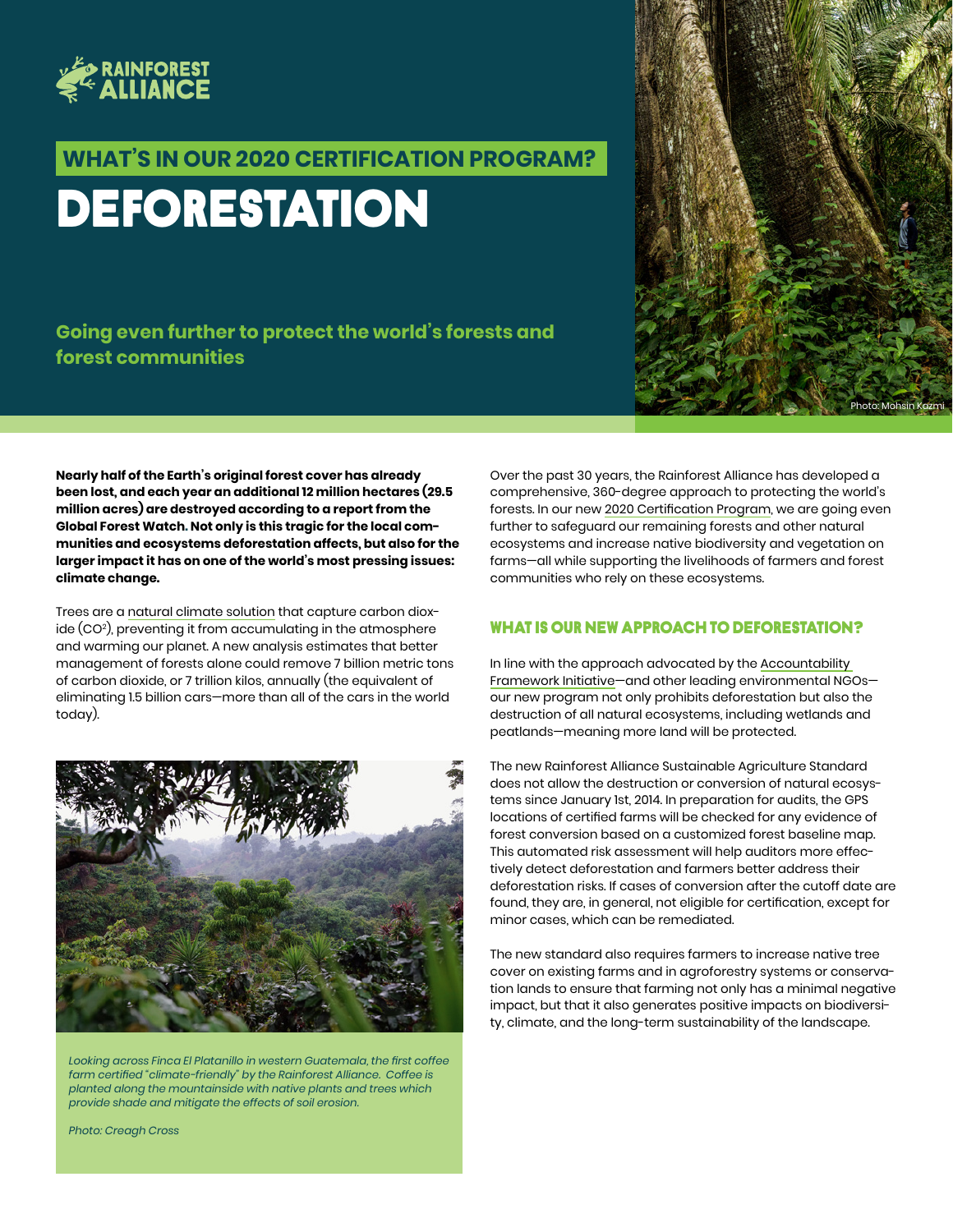RAINFOREST ALLIANCE

## WHAT'S IN OUR 2020 CERTIFICATION PROGRAM?

# DEFORESTATION

**Going even further to protect the world's forests and forest communities**

Photo: Mohsin Kazmi

**Nearly half of the Earth's original forest cover has already been lost, and each year an additional 12 million hectares (29.5 million acres) are destroyed according to a report from the Global Forest Watch. Not only is this tragic for the local communities and ecosystems deforestation affects, but also for the larger impact it has on one of the world's most pressing issues: climate change.**

Trees are a natural climate solution that capture carbon dioxide ($CO^2$), preventing it from accumulating in the atmosphere and warming our planet. A new analysis estimates that better management of forests alone could remove 7 billion metric tons of carbon dioxide, or 7 trillion kilos, annually (the equivalent of eliminating 1.5 billion cars—more than all of the cars in the world today).

*Looking across Finca El Platanillo in western Guatemala, the first coffee farm certified "climate-friendly" by the Rainforest Alliance. Coffee is planted along the mountainside with native plants and trees which provide shade and mitigate the effects of soil erosion.*

*Photo: Creagh Cross*

Over the past 30 years, the Rainforest Alliance has developed a comprehensive, 360-degree approach to protecting the world's forests. In our new 2020 Certification Program, we are going even further to safeguard our remaining forests and other natural ecosystems and increase native biodiversity and vegetation on farms—all while supporting the livelihoods of farmers and forest communities who rely on these ecosystems.

### WHAT IS OUR NEW APPROACH TO DEFORESTATION?

In line with the approach advocated by the Accountability Framework Initiative—and other leading environmental NGOs—our new program not only prohibits deforestation but also the destruction of all natural ecosystems, including wetlands and peatlands—meaning more land will be protected.

The new Rainforest Alliance Sustainable Agriculture Standard does not allow the destruction or conversion of natural ecosystems since January 1st, 2014. In preparation for audits, the GPS locations of certified farms will be checked for any evidence of forest conversion based on a customized forest baseline map. This automated risk assessment will help auditors more effectively detect deforestation and farmers better address their deforestation risks. If cases of conversion after the cutoff date are found, they are, in general, not eligible for certification, except for minor cases, which can be remediated.

The new standard also requires farmers to increase native tree cover on existing farms and in agroforestry systems or conservation lands to ensure that farming not only has a minimal negative impact, but that it also generates positive impacts on biodiversity, climate, and the long-term sustainability of the landscape.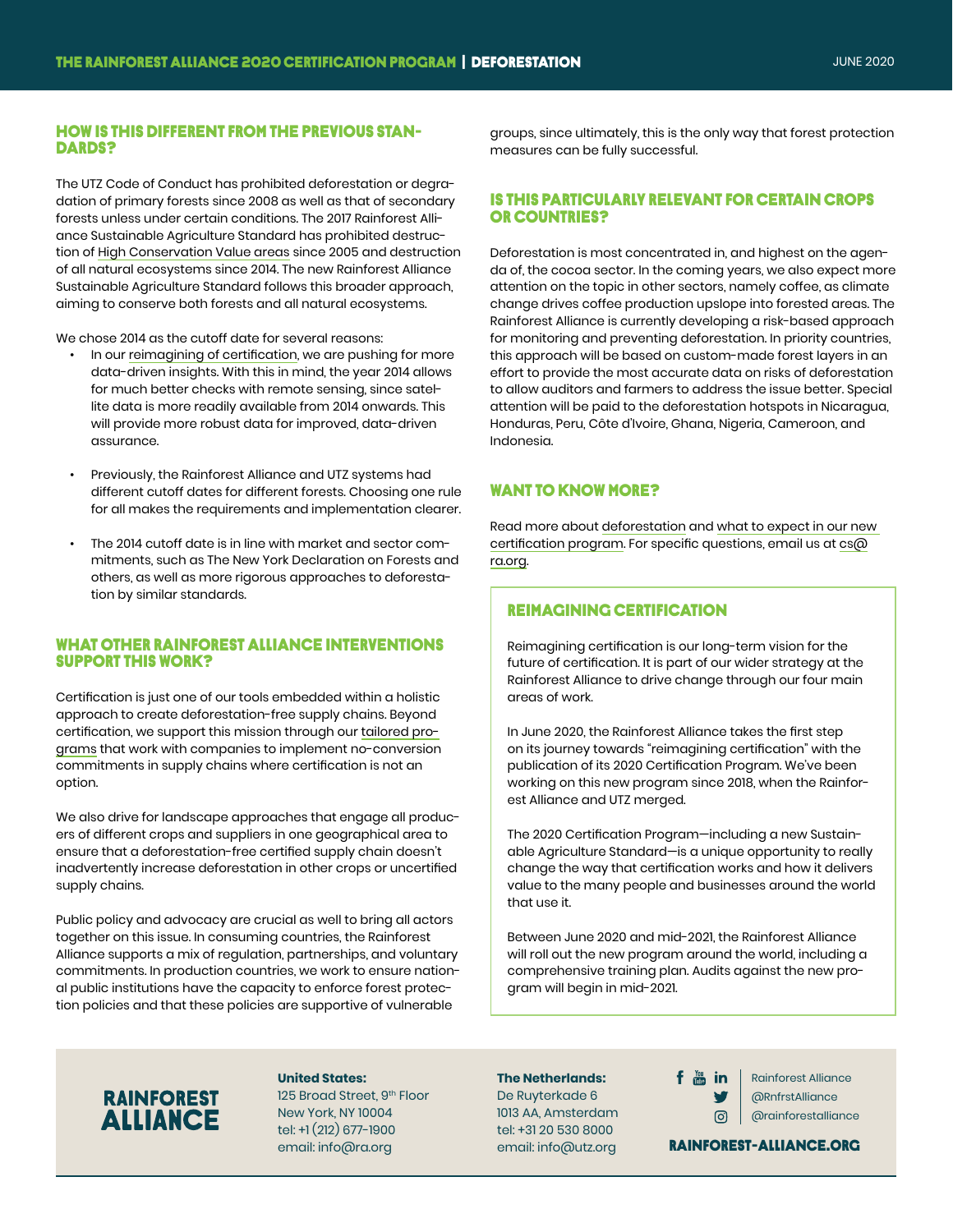## HOW IS THIS DIFFERENT FROM THE PREVIOUS STANDARDS?

The UTZ Code of Conduct has prohibited deforestation or degradation of primary forests since 2008 as well as that of secondary forests unless under certain conditions. The 2017 Rainforest Alliance Sustainable Agriculture Standard has prohibited destruction of High Conservation Value areas since 2005 and destruction of all natural ecosystems since 2014. The new Rainforest Alliance Sustainable Agriculture Standard follows this broader approach, aiming to conserve both forests and all natural ecosystems.

We chose 2014 as the cutoff date for several reasons:

- In our reimagining of certification, we are pushing for more data-driven insights. With this in mind, the year 2014 allows for much better checks with remote sensing, since satellite data is more readily available from 2014 onwards. This will provide more robust data for improved, data-driven assurance.
- Previously, the Rainforest Alliance and UTZ systems had different cutoff dates for different forests. Choosing one rule for all makes the requirements and implementation clearer.
- The 2014 cutoff date is in line with market and sector commitments, such as The New York Declaration on Forests and others, as well as more rigorous approaches to deforestation by similar standards.

## WHAT OTHER RAINFOREST ALLIANCE INTERVENTIONS SUPPORT THIS WORK?

Certification is just one of our tools embedded within a holistic approach to create deforestation-free supply chains. Beyond certification, we support this mission through our tailored programs that work with companies to implement no-conversion commitments in supply chains where certification is not an option.

We also drive for landscape approaches that engage all producers of different crops and suppliers in one geographical area to ensure that a deforestation-free certified supply chain doesn't inadvertently increase deforestation in other crops or uncertified supply chains.

Public policy and advocacy are crucial as well to bring all actors together on this issue. In consuming countries, the Rainforest Alliance supports a mix of regulation, partnerships, and voluntary commitments. In production countries, we work to ensure national public institutions have the capacity to enforce forest protection policies and that these policies are supportive of vulnerable groups, since ultimately, this is the only way that forest protection measures can be fully successful.

## IS THIS PARTICULARLY RELEVANT FOR CERTAIN CROPS OR COUNTRIES?

Deforestation is most concentrated in, and highest on the agenda of, the cocoa sector. In the coming years, we also expect more attention on the topic in other sectors, namely coffee, as climate change drives coffee production upslope into forested areas. The Rainforest Alliance is currently developing a risk-based approach for monitoring and preventing deforestation. In priority countries, this approach will be based on custom-made forest layers in an effort to provide the most accurate data on risks of deforestation to allow auditors and farmers to address the issue better. Special attention will be paid to the deforestation hotspots in Nicaragua, Honduras, Peru, Côte d'Ivoire, Ghana, Nigeria, Cameroon, and Indonesia.

## WANT TO KNOW MORE?

Read more about deforestation and what to expect in our new certification program. For specific questions, email us at cs@ra.org.

### REIMAGINING CERTIFICATION

Reimagining certification is our long-term vision for the future of certification. It is part of our wider strategy at the Rainforest Alliance to drive change through our four main areas of work.

In June 2020, the Rainforest Alliance takes the first step on its journey towards "reimagining certification" with the publication of its 2020 Certification Program. We've been working on this new program since 2018, when the Rainforest Alliance and UTZ merged.

The 2020 Certification Program—including a new Sustainable Agriculture Standard—is a unique opportunity to really change the way that certification works and how it delivers value to the many people and businesses around the world that use it.

Between June 2020 and mid-2021, the Rainforest Alliance will roll out the new program around the world, including a comprehensive training plan. Audits against the new program will begin in mid-2021.

RAINFOREST ALLIANCE

**United States:**
125 Broad Street, 9th Floor
New York, NY 10004
tel: +1 (212) 677-1900
email: info@ra.org

**The Netherlands:**
De Ruyterkade 6
1013 AA, Amsterdam
tel: +31 20 530 8000
email: info@utz.org

Rainforest Alliance
@RnfrstAlliance
@rainforestalliance

RAINFOREST-ALLIANCE.ORG